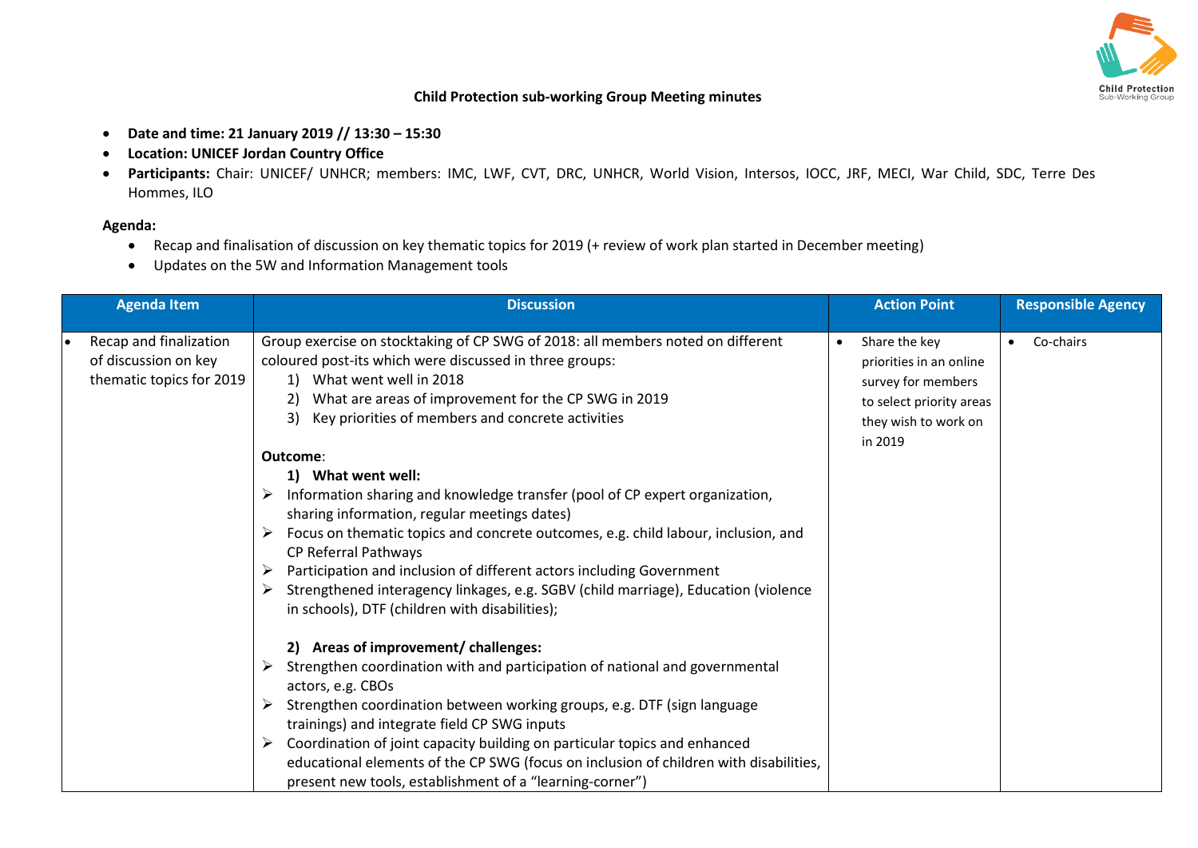**Child Protection sub-working Group Meeting minutes**

- **Date and time: 21 January 2019 // 13:30 – 15:30**
- **Location: UNICEF Jordan Country Office**
- **Participants:** Chair: UNICEF/ UNHCR; members: IMC, LWF, CVT, DRC, UNHCR, World Vision, Intersos, IOCC, JRF, MECI, War Child, SDC, Terre Des Hommes, ILO

**Agenda:**

- Recap and finalisation of discussion on key thematic topics for 2019 (+ review of work plan started in December meeting)
- Updates on the 5W and Information Management tools

| Agenda Item | Discussion | Action Point | Responsible Agency |
|---|---|---|---|
| • Recap and finalization of discussion on key thematic topics for 2019 | Group exercise on stocktaking of CP SWG of 2018: all members noted on different coloured post-its which were discussed in three groups:<br>1) What went well in 2018<br>2) What are areas of improvement for the CP SWG in 2019<br>3) Key priorities of members and concrete activities<br><br>**Outcome**:<br>**1) What went well:**<br>➢ Information sharing and knowledge transfer (pool of CP expert organization, sharing information, regular meetings dates)<br>➢ Focus on thematic topics and concrete outcomes, e.g. child labour, inclusion, and CP Referral Pathways<br>➢ Participation and inclusion of different actors including Government<br>➢ Strengthened interagency linkages, e.g. SGBV (child marriage), Education (violence in schools), DTF (children with disabilities);<br><br>**2) Areas of improvement/ challenges:**<br>➢ Strengthen coordination with and participation of national and governmental actors, e.g. CBOs<br>➢ Strengthen coordination between working groups, e.g. DTF (sign language trainings) and integrate field CP SWG inputs<br>➢ Coordination of joint capacity building on particular topics and enhanced educational elements of the CP SWG (focus on inclusion of children with disabilities, present new tools, establishment of a "learning-corner") | • Share the key priorities in an online survey for members to select priority areas they wish to work on in 2019 | • Co-chairs |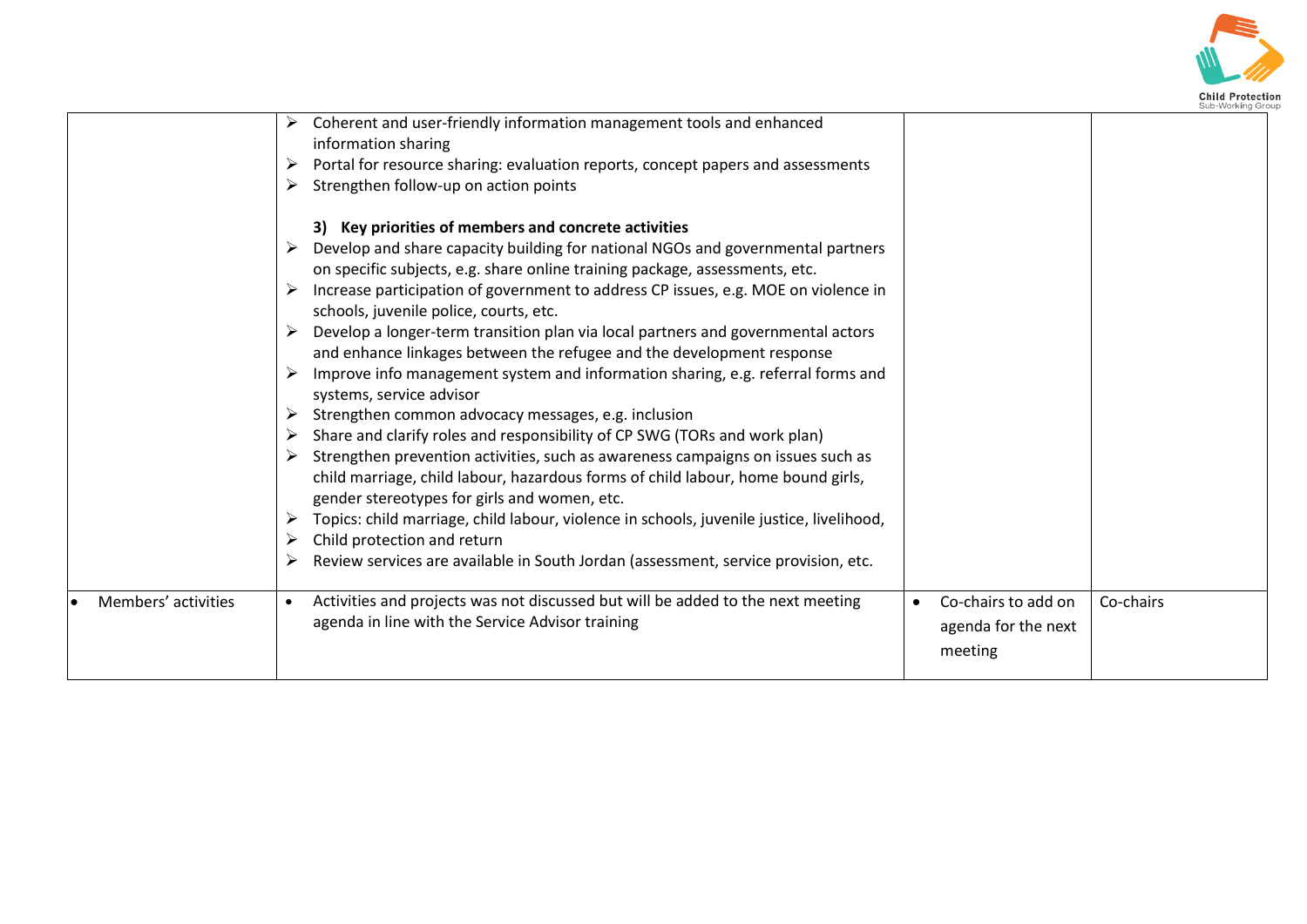| | | | |
|---|---|---|---|
| | ➢ Coherent and user-friendly information management tools and enhanced information sharing<br>➢ Portal for resource sharing: evaluation reports, concept papers and assessments<br>➢ Strengthen follow-up on action points<br><br>**3) Key priorities of members and concrete activities**<br>➢ Develop and share capacity building for national NGOs and governmental partners on specific subjects, e.g. share online training package, assessments, etc.<br>➢ Increase participation of government to address CP issues, e.g. MOE on violence in schools, juvenile police, courts, etc.<br>➢ Develop a longer-term transition plan via local partners and governmental actors and enhance linkages between the refugee and the development response<br>➢ Improve info management system and information sharing, e.g. referral forms and systems, service advisor<br>➢ Strengthen common advocacy messages, e.g. inclusion<br>➢ Share and clarify roles and responsibility of CP SWG (TORs and work plan)<br>➢ Strengthen prevention activities, such as awareness campaigns on issues such as child marriage, child labour, hazardous forms of child labour, home bound girls, gender stereotypes for girls and women, etc.<br>➢ Topics: child marriage, child labour, violence in schools, juvenile justice, livelihood,<br>➢ Child protection and return<br>➢ Review services are available in South Jordan (assessment, service provision, etc. | | |
| • Members' activities | • Activities and projects was not discussed but will be added to the next meeting agenda in line with the Service Advisor training | • Co-chairs to add on agenda for the next meeting | Co-chairs |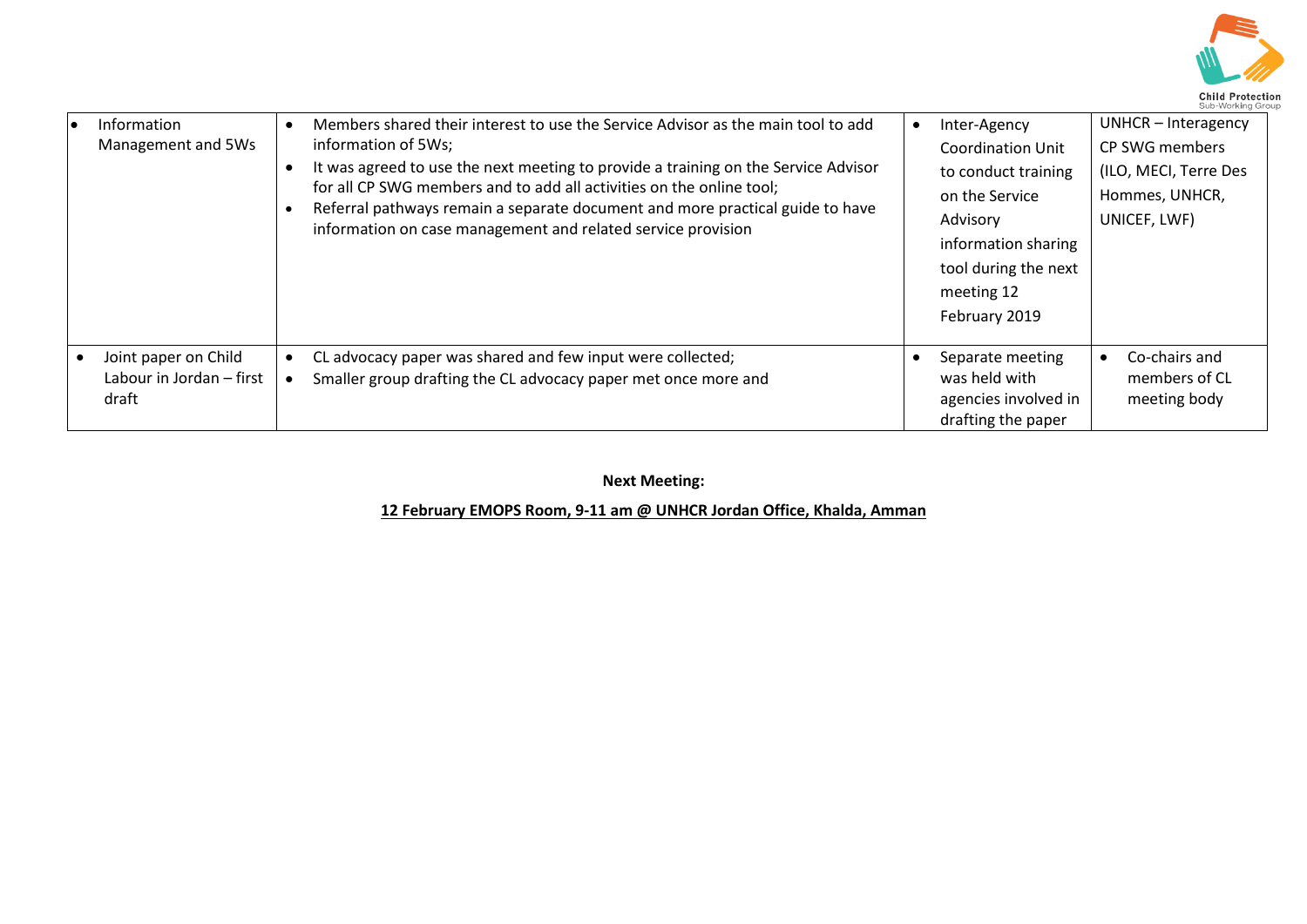| | | | |
|---|---|---|---|
| • Information Management and 5Ws | • Members shared their interest to use the Service Advisor as the main tool to add information of 5Ws;<br>• It was agreed to use the next meeting to provide a training on the Service Advisor for all CP SWG members and to add all activities on the online tool;<br>• Referral pathways remain a separate document and more practical guide to have information on case management and related service provision | • Inter-Agency Coordination Unit to conduct training on the Service Advisory information sharing tool during the next meeting 12 February 2019 | UNHCR – Interagency CP SWG members (ILO, MECI, Terre Des Hommes, UNHCR, UNICEF, LWF) |
| • Joint paper on Child Labour in Jordan – first draft | • CL advocacy paper was shared and few input were collected;<br>• Smaller group drafting the CL advocacy paper met once more and | • Separate meeting was held with agencies involved in drafting the paper | • Co-chairs and members of CL meeting body |

**Next Meeting:**

**<u>12 February EMOPS Room, 9-11 am @ UNHCR Jordan Office, Khalda, Amman</u>**